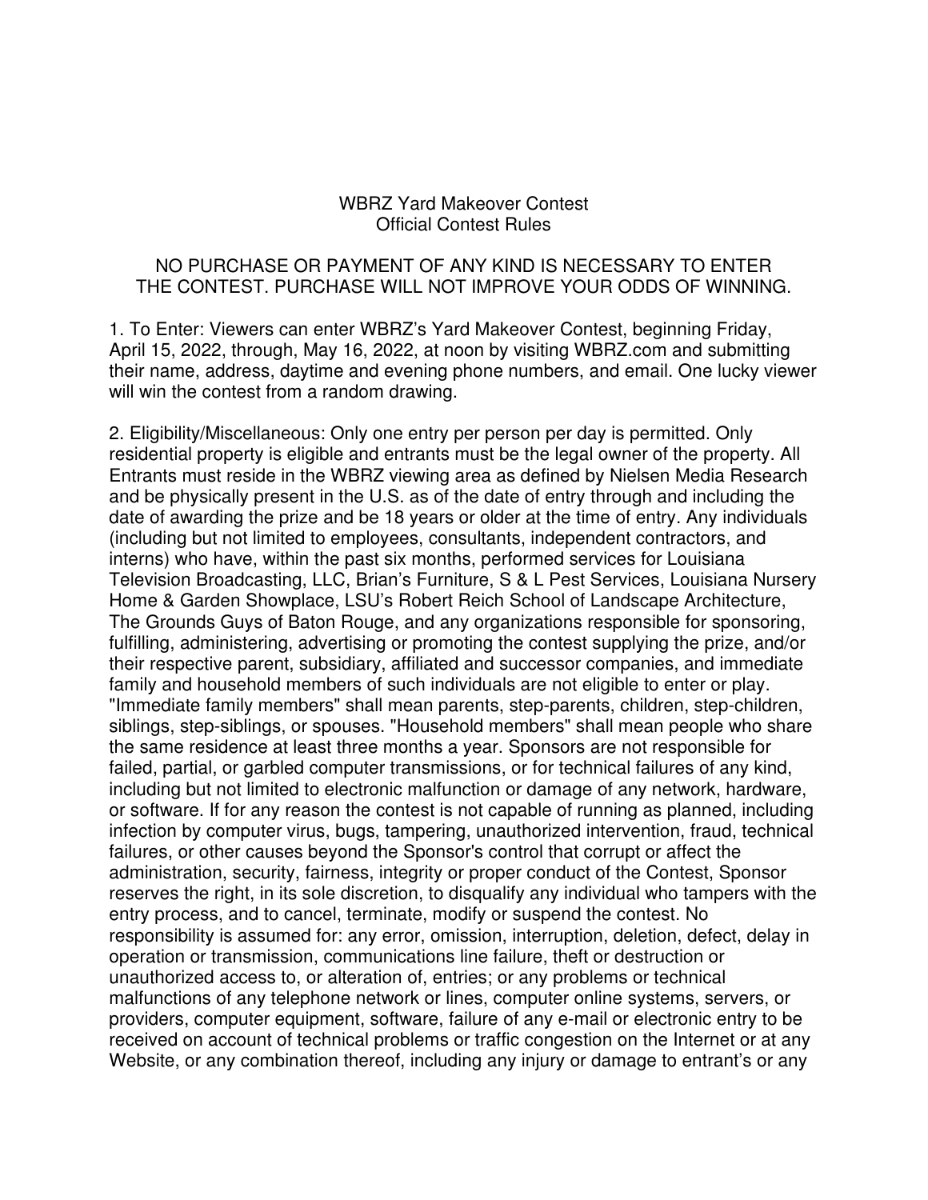# WBRZ Yard Makeover Contest
## Official Contest Rules

NO PURCHASE OR PAYMENT OF ANY KIND IS NECESSARY TO ENTER THE CONTEST. PURCHASE WILL NOT IMPROVE YOUR ODDS OF WINNING.

1. To Enter: Viewers can enter WBRZ's Yard Makeover Contest, beginning Friday, April 15, 2022, through, May 16, 2022, at noon by visiting WBRZ.com and submitting their name, address, daytime and evening phone numbers, and email. One lucky viewer will win the contest from a random drawing.

2. Eligibility/Miscellaneous: Only one entry per person per day is permitted. Only residential property is eligible and entrants must be the legal owner of the property. All Entrants must reside in the WBRZ viewing area as defined by Nielsen Media Research and be physically present in the U.S. as of the date of entry through and including the date of awarding the prize and be 18 years or older at the time of entry. Any individuals (including but not limited to employees, consultants, independent contractors, and interns) who have, within the past six months, performed services for Louisiana Television Broadcasting, LLC, Brian's Furniture, S & L Pest Services, Louisiana Nursery Home & Garden Showplace, LSU's Robert Reich School of Landscape Architecture, The Grounds Guys of Baton Rouge, and any organizations responsible for sponsoring, fulfilling, administering, advertising or promoting the contest supplying the prize, and/or their respective parent, subsidiary, affiliated and successor companies, and immediate family and household members of such individuals are not eligible to enter or play. "Immediate family members" shall mean parents, step-parents, children, step-children, siblings, step-siblings, or spouses. "Household members" shall mean people who share the same residence at least three months a year. Sponsors are not responsible for failed, partial, or garbled computer transmissions, or for technical failures of any kind, including but not limited to electronic malfunction or damage of any network, hardware, or software. If for any reason the contest is not capable of running as planned, including infection by computer virus, bugs, tampering, unauthorized intervention, fraud, technical failures, or other causes beyond the Sponsor's control that corrupt or affect the administration, security, fairness, integrity or proper conduct of the Contest, Sponsor reserves the right, in its sole discretion, to disqualify any individual who tampers with the entry process, and to cancel, terminate, modify or suspend the contest. No responsibility is assumed for: any error, omission, interruption, deletion, defect, delay in operation or transmission, communications line failure, theft or destruction or unauthorized access to, or alteration of, entries; or any problems or technical malfunctions of any telephone network or lines, computer online systems, servers, or providers, computer equipment, software, failure of any e-mail or electronic entry to be received on account of technical problems or traffic congestion on the Internet or at any Website, or any combination thereof, including any injury or damage to entrant's or any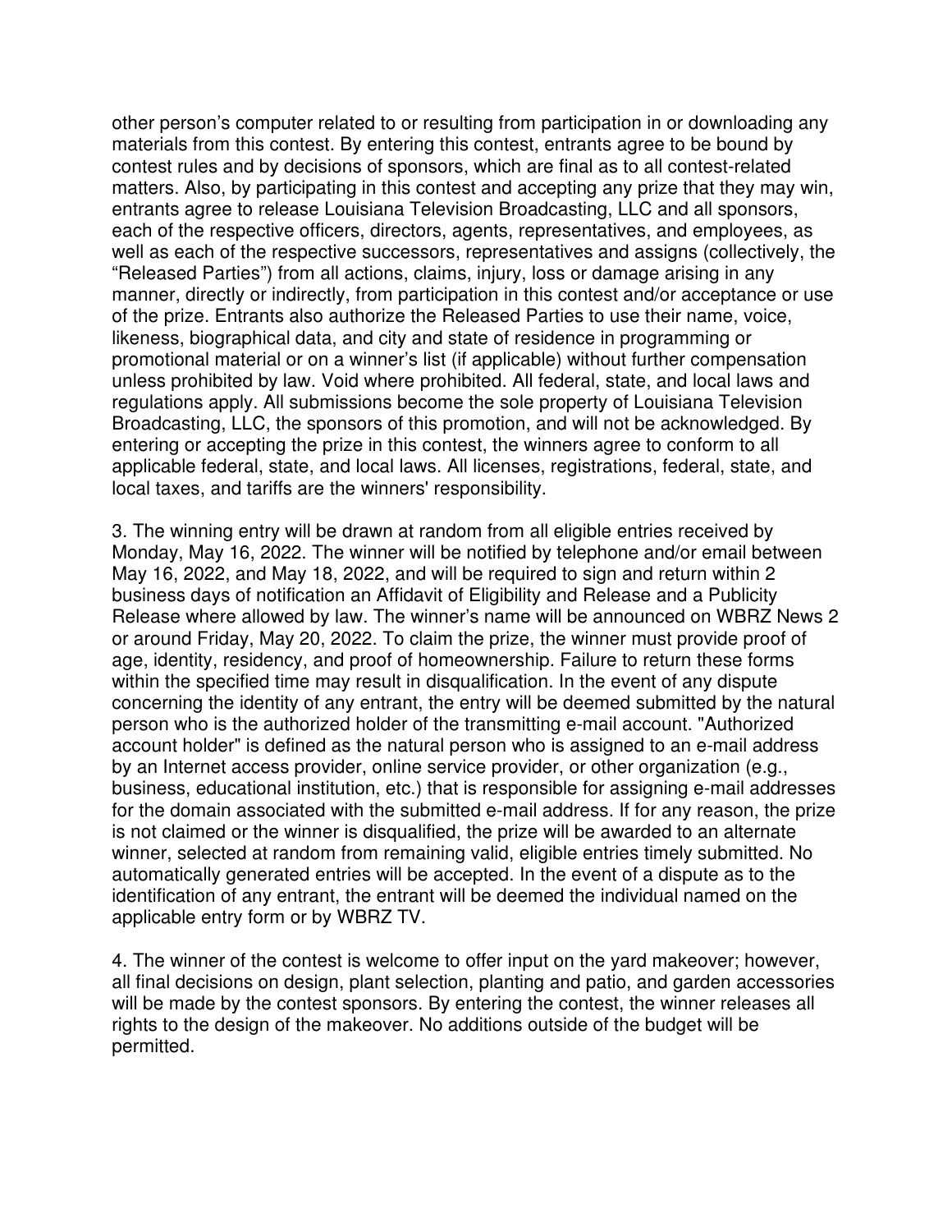other person's computer related to or resulting from participation in or downloading any materials from this contest. By entering this contest, entrants agree to be bound by contest rules and by decisions of sponsors, which are final as to all contest-related matters. Also, by participating in this contest and accepting any prize that they may win, entrants agree to release Louisiana Television Broadcasting, LLC and all sponsors, each of the respective officers, directors, agents, representatives, and employees, as well as each of the respective successors, representatives and assigns (collectively, the "Released Parties") from all actions, claims, injury, loss or damage arising in any manner, directly or indirectly, from participation in this contest and/or acceptance or use of the prize. Entrants also authorize the Released Parties to use their name, voice, likeness, biographical data, and city and state of residence in programming or promotional material or on a winner's list (if applicable) without further compensation unless prohibited by law. Void where prohibited. All federal, state, and local laws and regulations apply. All submissions become the sole property of Louisiana Television Broadcasting, LLC, the sponsors of this promotion, and will not be acknowledged. By entering or accepting the prize in this contest, the winners agree to conform to all applicable federal, state, and local laws. All licenses, registrations, federal, state, and local taxes, and tariffs are the winners' responsibility.

3. The winning entry will be drawn at random from all eligible entries received by Monday, May 16, 2022. The winner will be notified by telephone and/or email between May 16, 2022, and May 18, 2022, and will be required to sign and return within 2 business days of notification an Affidavit of Eligibility and Release and a Publicity Release where allowed by law. The winner's name will be announced on WBRZ News 2 or around Friday, May 20, 2022. To claim the prize, the winner must provide proof of age, identity, residency, and proof of homeownership. Failure to return these forms within the specified time may result in disqualification. In the event of any dispute concerning the identity of any entrant, the entry will be deemed submitted by the natural person who is the authorized holder of the transmitting e-mail account. "Authorized account holder" is defined as the natural person who is assigned to an e-mail address by an Internet access provider, online service provider, or other organization (e.g., business, educational institution, etc.) that is responsible for assigning e-mail addresses for the domain associated with the submitted e-mail address. If for any reason, the prize is not claimed or the winner is disqualified, the prize will be awarded to an alternate winner, selected at random from remaining valid, eligible entries timely submitted. No automatically generated entries will be accepted. In the event of a dispute as to the identification of any entrant, the entrant will be deemed the individual named on the applicable entry form or by WBRZ TV.

4. The winner of the contest is welcome to offer input on the yard makeover; however, all final decisions on design, plant selection, planting and patio, and garden accessories will be made by the contest sponsors. By entering the contest, the winner releases all rights to the design of the makeover. No additions outside of the budget will be permitted.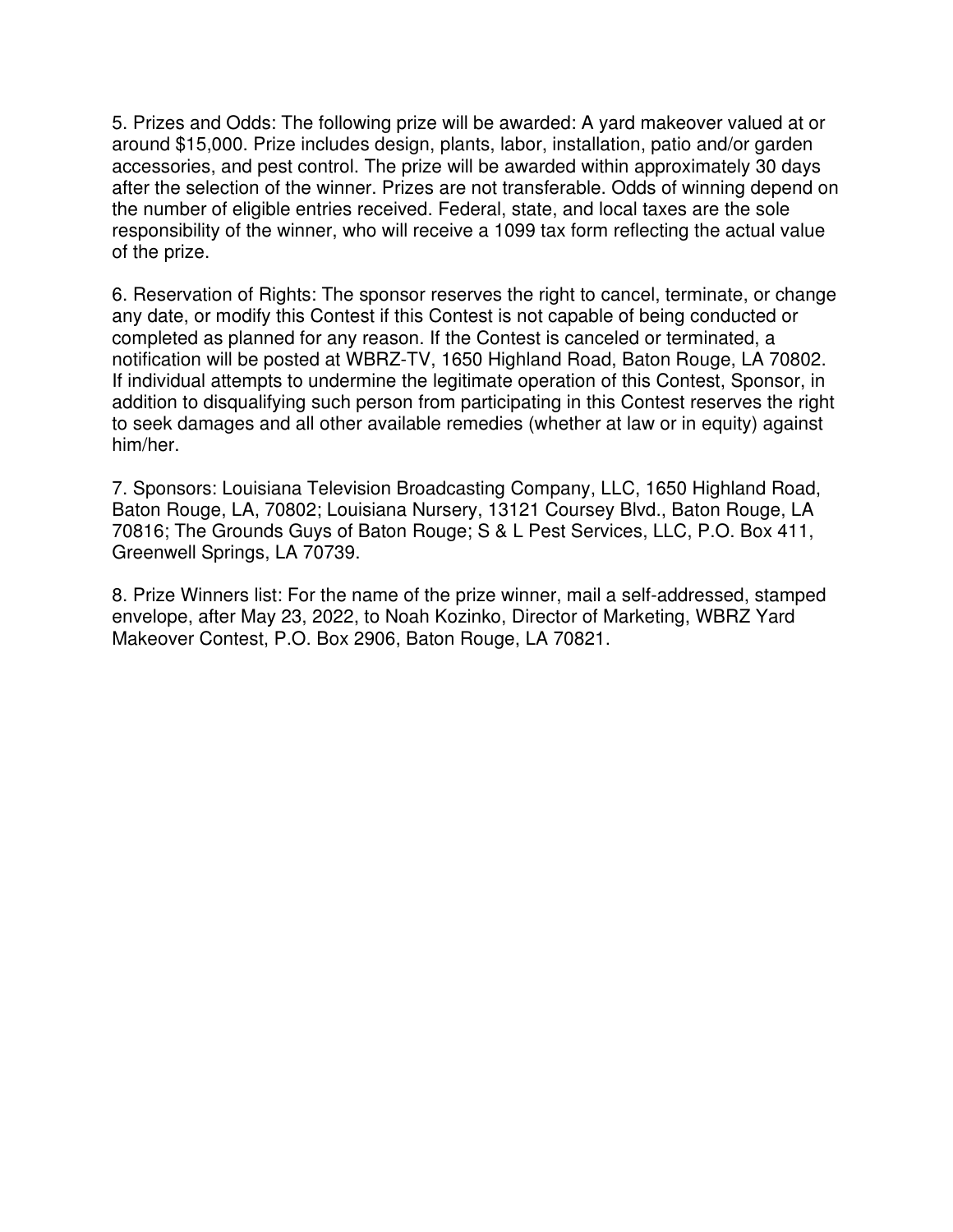5. Prizes and Odds: The following prize will be awarded: A yard makeover valued at or around $15,000. Prize includes design, plants, labor, installation, patio and/or garden accessories, and pest control. The prize will be awarded within approximately 30 days after the selection of the winner. Prizes are not transferable. Odds of winning depend on the number of eligible entries received. Federal, state, and local taxes are the sole responsibility of the winner, who will receive a 1099 tax form reflecting the actual value of the prize.

6. Reservation of Rights: The sponsor reserves the right to cancel, terminate, or change any date, or modify this Contest if this Contest is not capable of being conducted or completed as planned for any reason. If the Contest is canceled or terminated, a notification will be posted at WBRZ-TV, 1650 Highland Road, Baton Rouge, LA 70802. If individual attempts to undermine the legitimate operation of this Contest, Sponsor, in addition to disqualifying such person from participating in this Contest reserves the right to seek damages and all other available remedies (whether at law or in equity) against him/her.

7. Sponsors: Louisiana Television Broadcasting Company, LLC, 1650 Highland Road, Baton Rouge, LA, 70802; Louisiana Nursery, 13121 Coursey Blvd., Baton Rouge, LA 70816; The Grounds Guys of Baton Rouge; S & L Pest Services, LLC, P.O. Box 411, Greenwell Springs, LA 70739.

8. Prize Winners list: For the name of the prize winner, mail a self-addressed, stamped envelope, after May 23, 2022, to Noah Kozinko, Director of Marketing, WBRZ Yard Makeover Contest, P.O. Box 2906, Baton Rouge, LA 70821.